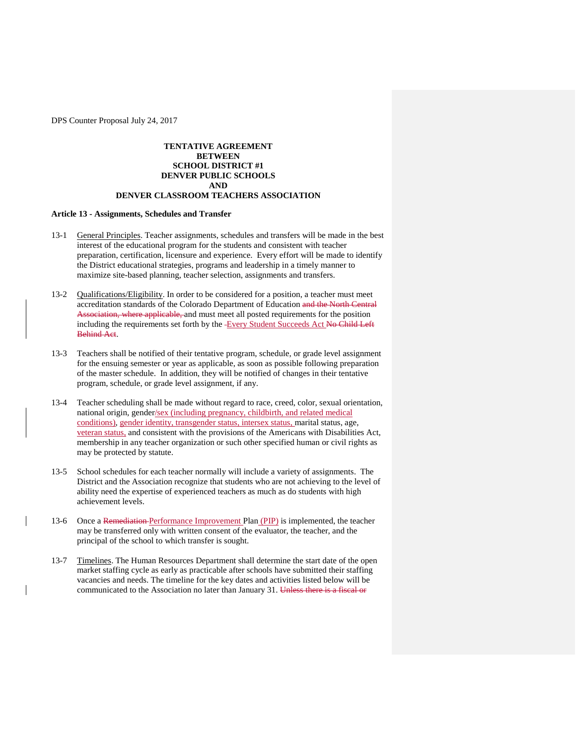DPS Counter Proposal July 24, 2017

**TENTATIVE AGREEMENT**
**BETWEEN**
**SCHOOL DISTRICT #1**
**DENVER PUBLIC SCHOOLS**
**AND**
**DENVER CLASSROOM TEACHERS ASSOCIATION**

**Article 13 - Assignments, Schedules and Transfer**

13-1 General Principles. Teacher assignments, schedules and transfers will be made in the best interest of the educational program for the students and consistent with teacher preparation, certification, licensure and experience. Every effort will be made to identify the District educational strategies, programs and leadership in a timely manner to maximize site-based planning, teacher selection, assignments and transfers.

13-2 Qualifications/Eligibility. In order to be considered for a position, a teacher must meet accreditation standards of the Colorado Department of Education ~~and the North Central Association, where applicable,~~ and must meet all posted requirements for the position including the requirements set forth by the Every Student Succeeds Act ~~No Child Left Behind Act~~.

13-3 Teachers shall be notified of their tentative program, schedule, or grade level assignment for the ensuing semester or year as applicable, as soon as possible following preparation of the master schedule. In addition, they will be notified of changes in their tentative program, schedule, or grade level assignment, if any.

13-4 Teacher scheduling shall be made without regard to race, creed, color, sexual orientation, national origin, gender/sex (including pregnancy, childbirth, and related medical conditions), gender identity, transgender status, intersex status, marital status, age, veteran status, and consistent with the provisions of the Americans with Disabilities Act, membership in any teacher organization or such other specified human or civil rights as may be protected by statute.

13-5 School schedules for each teacher normally will include a variety of assignments. The District and the Association recognize that students who are not achieving to the level of ability need the expertise of experienced teachers as much as do students with high achievement levels.

13-6 Once a ~~Remediation~~ Performance Improvement Plan (PIP) is implemented, the teacher may be transferred only with written consent of the evaluator, the teacher, and the principal of the school to which transfer is sought.

13-7 Timelines. The Human Resources Department shall determine the start date of the open market staffing cycle as early as practicable after schools have submitted their staffing vacancies and needs. The timeline for the key dates and activities listed below will be communicated to the Association no later than January 31. ~~Unless there is a fiscal or~~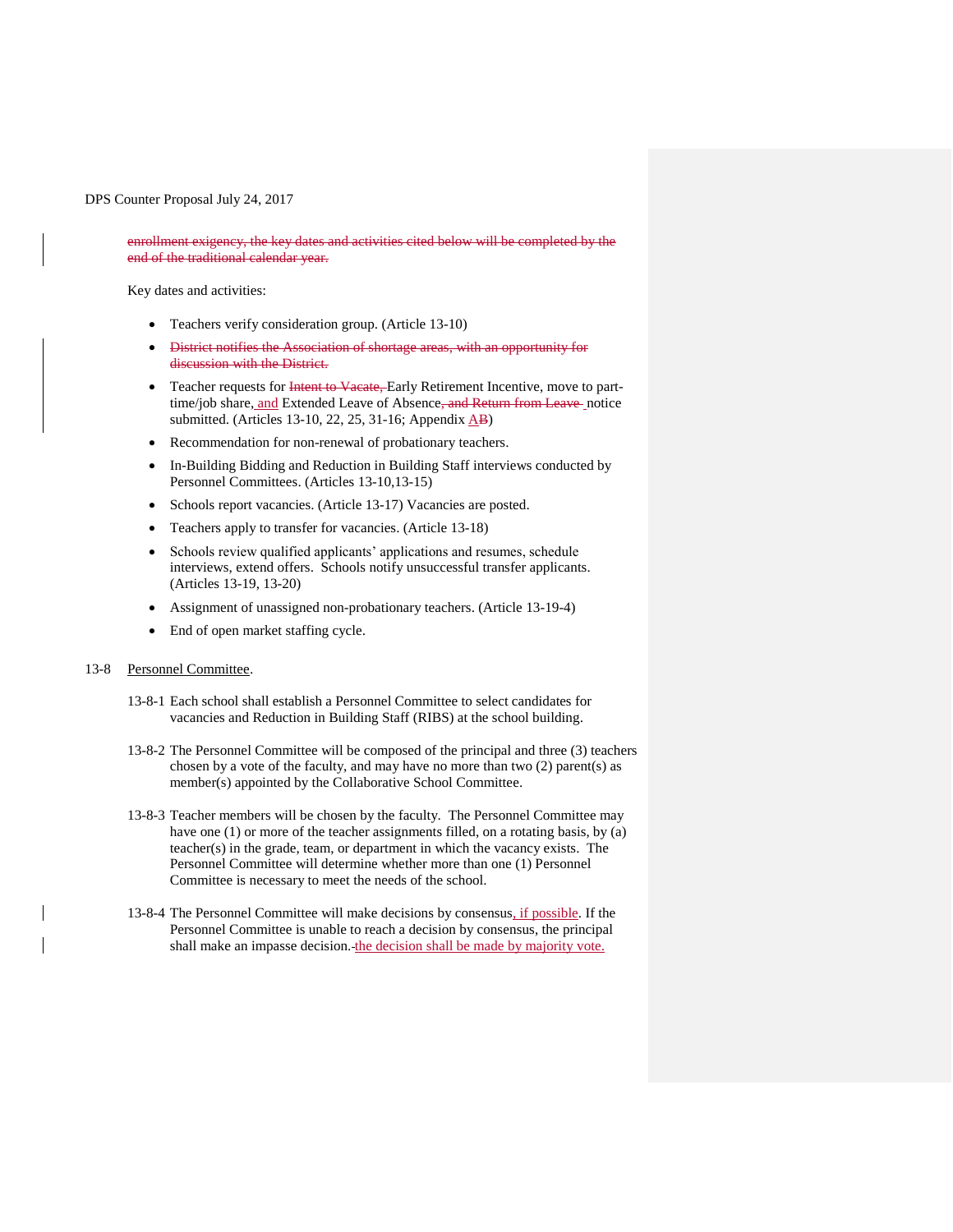~~enrollment exigency, the key dates and activities cited below will be completed by the end of the traditional calendar year.~~

Key dates and activities:

- Teachers verify consideration group. (Article 13-10)
- ~~District notifies the Association of shortage areas, with an opportunity for discussion with the District.~~
- Teacher requests for ~~Intent to Vacate,~~ Early Retirement Incentive, move to part-time/job share, <u>and</u> Extended Leave of Absence~~, and Return from Leave~~ notice submitted. (Articles 13-10, 22, 25, 31-16; Appendix <u>A</u>~~B~~)
- Recommendation for non-renewal of probationary teachers.
- In-Building Bidding and Reduction in Building Staff interviews conducted by Personnel Committees. (Articles 13-10,13-15)
- Schools report vacancies. (Article 13-17) Vacancies are posted.
- Teachers apply to transfer for vacancies. (Article 13-18)
- Schools review qualified applicants' applications and resumes, schedule interviews, extend offers. Schools notify unsuccessful transfer applicants. (Articles 13-19, 13-20)
- Assignment of unassigned non-probationary teachers. (Article 13-19-4)
- End of open market staffing cycle.

13-8 <u>Personnel Committee</u>.

13-8-1 Each school shall establish a Personnel Committee to select candidates for vacancies and Reduction in Building Staff (RIBS) at the school building.

13-8-2 The Personnel Committee will be composed of the principal and three (3) teachers chosen by a vote of the faculty, and may have no more than two (2) parent(s) as member(s) appointed by the Collaborative School Committee.

13-8-3 Teacher members will be chosen by the faculty. The Personnel Committee may have one (1) or more of the teacher assignments filled, on a rotating basis, by (a) teacher(s) in the grade, team, or department in which the vacancy exists. The Personnel Committee will determine whether more than one (1) Personnel Committee is necessary to meet the needs of the school.

13-8-4 The Personnel Committee will make decisions by consensus<u>, if possible</u>. If the Personnel Committee is unable to reach a decision by consensus, the principal shall make an impasse decision.~~-~~<u>the decision shall be made by majority vote.</u>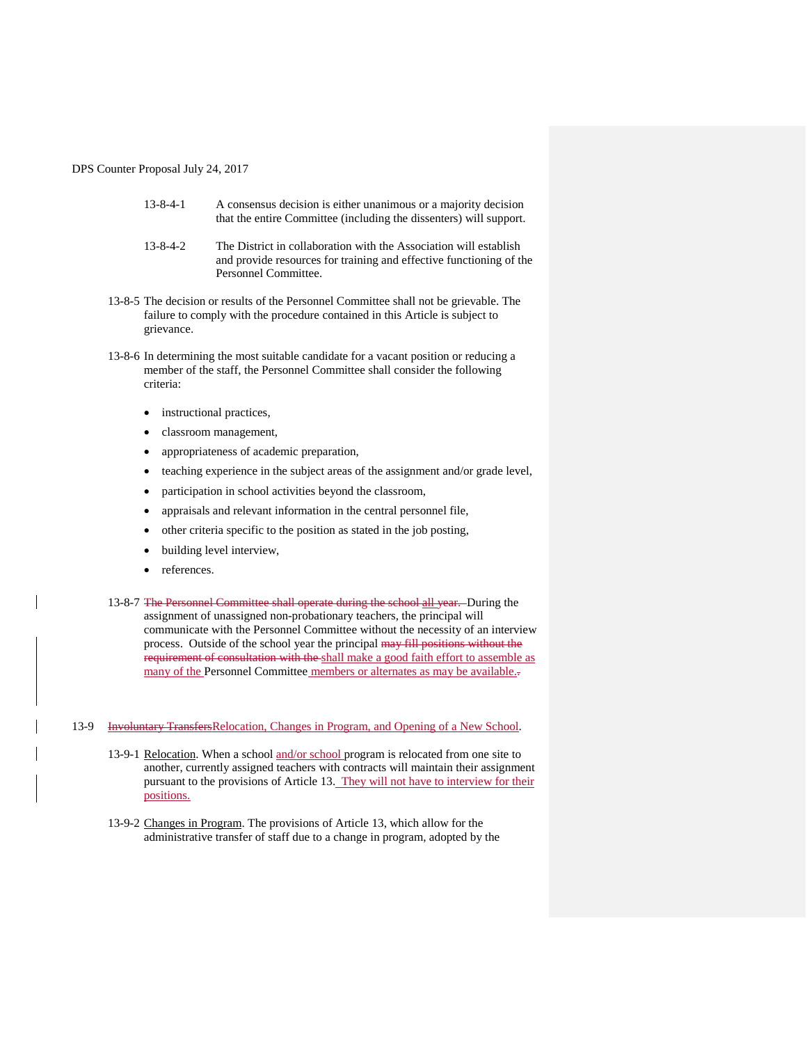DPS Counter Proposal July 24, 2017

13-8-4-1 A consensus decision is either unanimous or a majority decision that the entire Committee (including the dissenters) will support.

13-8-4-2 The District in collaboration with the Association will establish and provide resources for training and effective functioning of the Personnel Committee.

13-8-5 The decision or results of the Personnel Committee shall not be grievable. The failure to comply with the procedure contained in this Article is subject to grievance.

13-8-6 In determining the most suitable candidate for a vacant position or reducing a member of the staff, the Personnel Committee shall consider the following criteria:

- instructional practices,
- classroom management,
- appropriateness of academic preparation,
- teaching experience in the subject areas of the assignment and/or grade level,
- participation in school activities beyond the classroom,
- appraisals and relevant information in the central personnel file,
- other criteria specific to the position as stated in the job posting,
- building level interview,
- references.

13-8-7 ~~The Personnel Committee shall operate during the school~~ all ~~year.~~ During the assignment of unassigned non-probationary teachers, the principal will communicate with the Personnel Committee without the necessity of an interview process. Outside of the school year the principal ~~may fill positions without the requirement of consultation with the~~ shall make a good faith effort to assemble as many of the Personnel Committee members or alternates as may be available.~~.~~

13-9 ~~Involuntary Transfers~~Relocation, Changes in Program, and Opening of a New School.

13-9-1 Relocation. When a school and/or school program is relocated from one site to another, currently assigned teachers with contracts will maintain their assignment pursuant to the provisions of Article 13. They will not have to interview for their positions.

13-9-2 Changes in Program. The provisions of Article 13, which allow for the administrative transfer of staff due to a change in program, adopted by the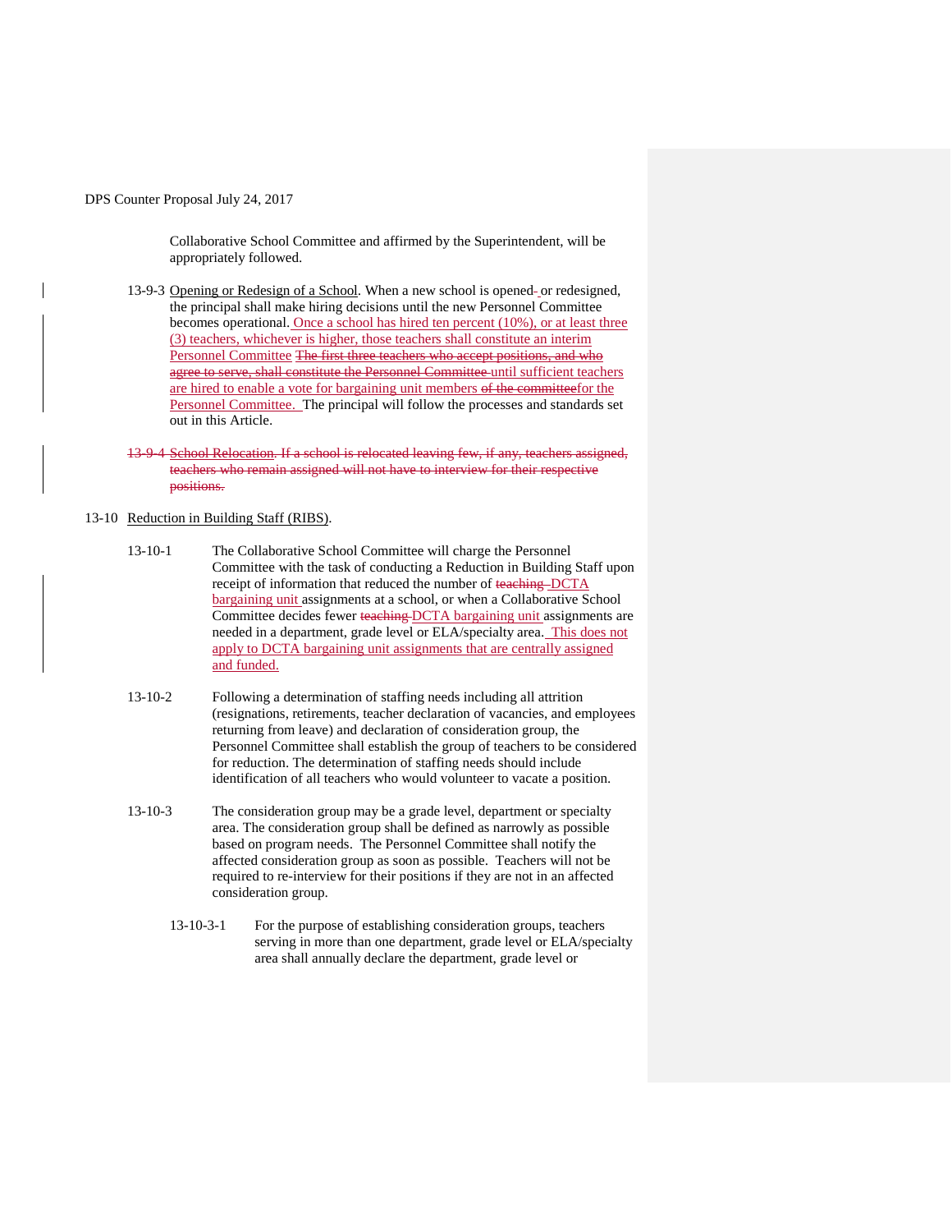Collaborative School Committee and affirmed by the Superintendent, will be appropriately followed.

13-9-3 Opening or Redesign of a School. When a new school is opened or redesigned, the principal shall make hiring decisions until the new Personnel Committee becomes operational. Once a school has hired ten percent (10%), or at least three (3) teachers, whichever is higher, those teachers shall constitute an interim Personnel Committee ~~The first three teachers who accept positions, and who agree to serve, shall constitute the Personnel Committee~~ until sufficient teachers are hired to enable a vote for bargaining unit members ~~of the committee~~for the Personnel Committee. The principal will follow the processes and standards set out in this Article.

~~13-9-4 School Relocation. If a school is relocated leaving few, if any, teachers assigned, teachers who remain assigned will not have to interview for their respective positions.~~

13-10 Reduction in Building Staff (RIBS).

13-10-1 The Collaborative School Committee will charge the Personnel Committee with the task of conducting a Reduction in Building Staff upon receipt of information that reduced the number of ~~teaching~~ DCTA bargaining unit assignments at a school, or when a Collaborative School Committee decides fewer ~~teaching~~ DCTA bargaining unit assignments are needed in a department, grade level or ELA/specialty area. This does not apply to DCTA bargaining unit assignments that are centrally assigned and funded.

13-10-2 Following a determination of staffing needs including all attrition (resignations, retirements, teacher declaration of vacancies, and employees returning from leave) and declaration of consideration group, the Personnel Committee shall establish the group of teachers to be considered for reduction. The determination of staffing needs should include identification of all teachers who would volunteer to vacate a position.

13-10-3 The consideration group may be a grade level, department or specialty area. The consideration group shall be defined as narrowly as possible based on program needs. The Personnel Committee shall notify the affected consideration group as soon as possible. Teachers will not be required to re-interview for their positions if they are not in an affected consideration group.

13-10-3-1 For the purpose of establishing consideration groups, teachers serving in more than one department, grade level or ELA/specialty area shall annually declare the department, grade level or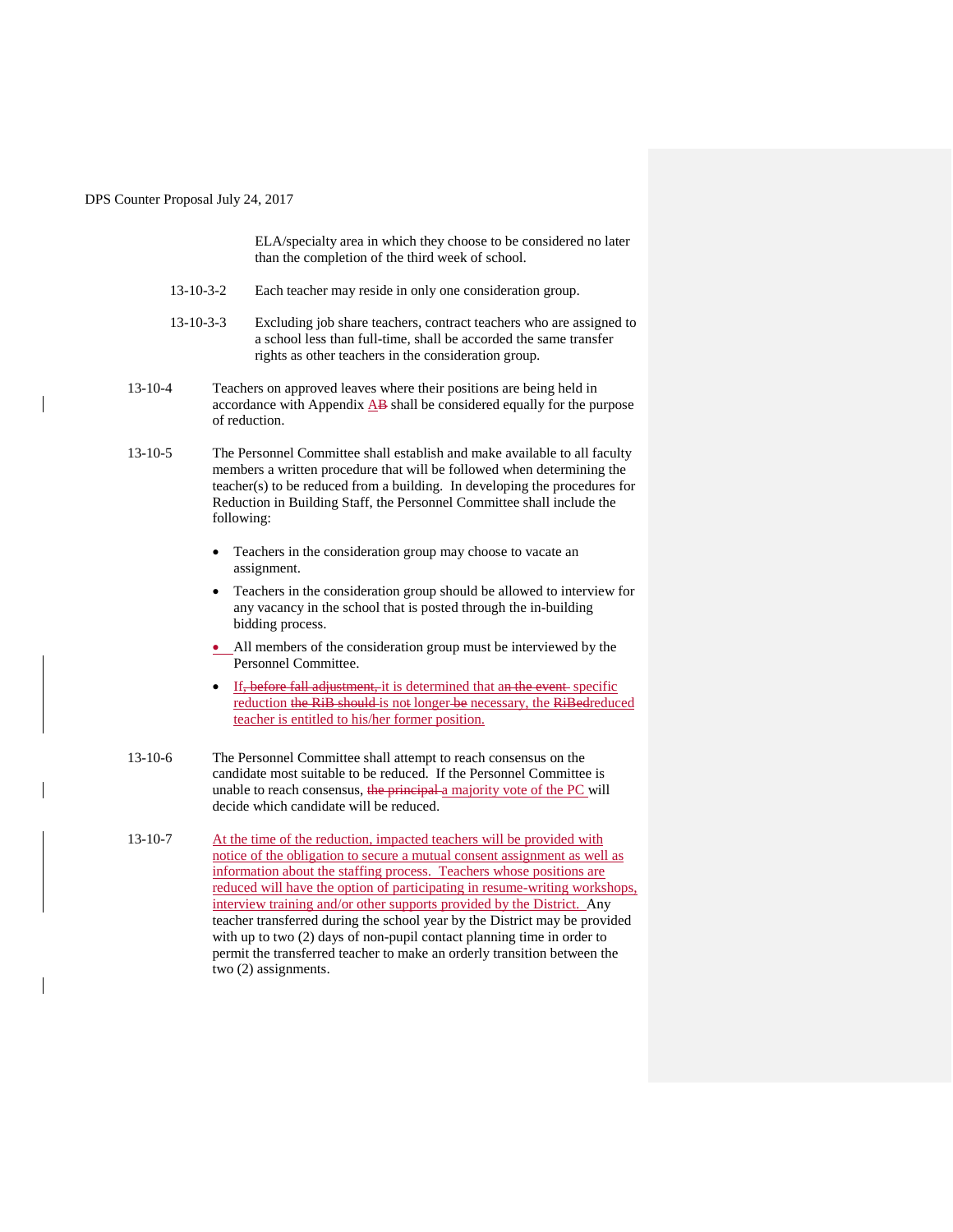ELA/specialty area in which they choose to be considered no later than the completion of the third week of school.

13-10-3-2 Each teacher may reside in only one consideration group.

13-10-3-3 Excluding job share teachers, contract teachers who are assigned to a school less than full-time, shall be accorded the same transfer rights as other teachers in the consideration group.

13-10-4 Teachers on approved leaves where their positions are being held in accordance with Appendix A~~B~~ shall be considered equally for the purpose of reduction.

13-10-5 The Personnel Committee shall establish and make available to all faculty members a written procedure that will be followed when determining the teacher(s) to be reduced from a building. In developing the procedures for Reduction in Building Staff, the Personnel Committee shall include the following:

- Teachers in the consideration group may choose to vacate an assignment.
- Teachers in the consideration group should be allowed to interview for any vacancy in the school that is posted through the in-building bidding process.
- All members of the consideration group must be interviewed by the Personnel Committee.
- If~~, before fall adjustment,~~ it is determined that a~~n~~ ~~the event~~ specific reduction ~~the RiB should~~ is no~~t~~ longer ~~be~~ necessary, the ~~RiBed~~reduced teacher is entitled to his/her former position.

13-10-6 The Personnel Committee shall attempt to reach consensus on the candidate most suitable to be reduced. If the Personnel Committee is unable to reach consensus, ~~the principal~~ a majority vote of the PC will decide which candidate will be reduced.

13-10-7 At the time of the reduction, impacted teachers will be provided with notice of the obligation to secure a mutual consent assignment as well as information about the staffing process. Teachers whose positions are reduced will have the option of participating in resume-writing workshops, interview training and/or other supports provided by the District. Any teacher transferred during the school year by the District may be provided with up to two (2) days of non-pupil contact planning time in order to permit the transferred teacher to make an orderly transition between the two (2) assignments.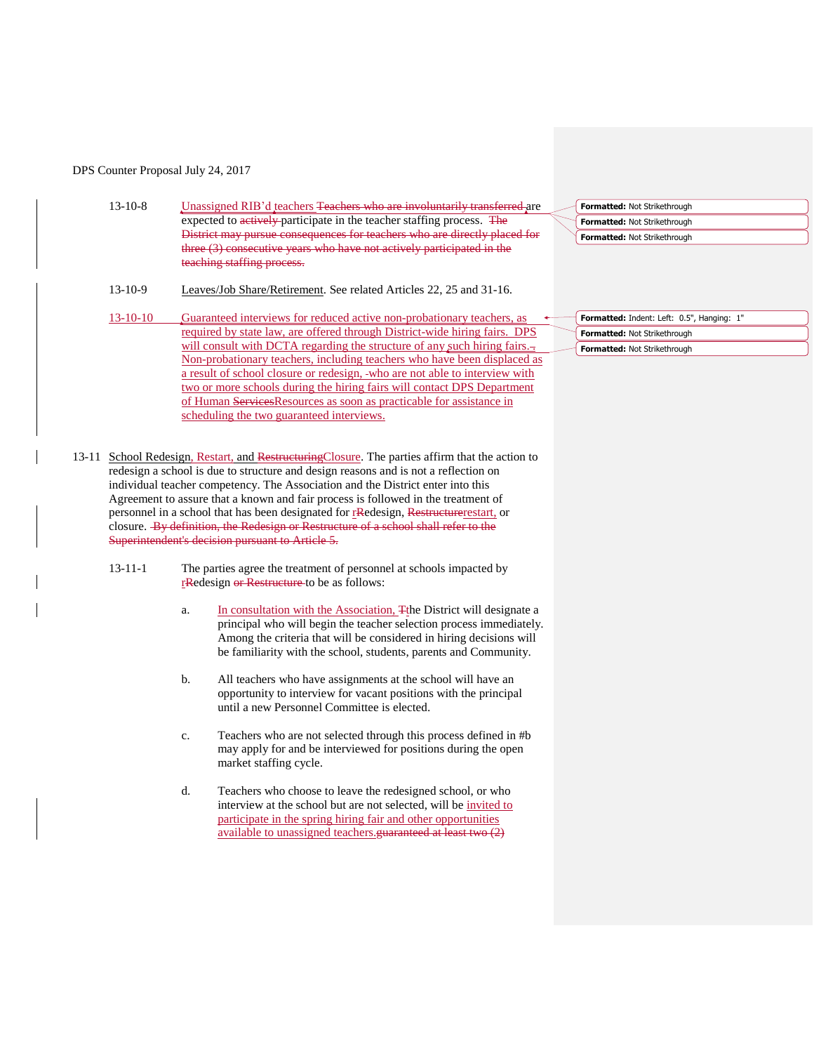DPS Counter Proposal July 24, 2017

13-10-8 Unassigned RIB'd teachers ~~Teachers who are involuntarily transferred~~ are expected to ~~actively~~ participate in the teacher staffing process. ~~The District may pursue consequences for teachers who are directly placed for three (3) consecutive years who have not actively participated in the teaching staffing process.~~

13-10-9 Leaves/Job Share/Retirement. See related Articles 22, 25 and 31-16.

13-10-10 Guaranteed interviews for reduced active non-probationary teachers, as required by state law, are offered through District-wide hiring fairs. DPS will consult with DCTA regarding the structure of any such hiring fairs. Non-probationary teachers, including teachers who have been displaced as a result of school closure or redesign, who are not able to interview with two or more schools during the hiring fairs will contact DPS Department of Human ~~Services~~Resources as soon as practicable for assistance in scheduling the two guaranteed interviews.

13-11 School Redesign, Restart, and ~~Restructuring~~Closure. The parties affirm that the action to redesign a school is due to structure and design reasons and is not a reflection on individual teacher competency. The Association and the District enter into this Agreement to assure that a known and fair process is followed in the treatment of personnel in a school that has been designated for ~~R~~redesign, ~~Restructure~~restart, or closure. ~~By definition, the Redesign or Restructure of a school shall refer to the Superintendent's decision pursuant to Article 5.~~

13-11-1 The parties agree the treatment of personnel at schools impacted by ~~R~~redesign ~~or Restructure~~ to be as follows:

a. In consultation with the Association, ~~T~~the District will designate a principal who will begin the teacher selection process immediately. Among the criteria that will be considered in hiring decisions will be familiarity with the school, students, parents and Community.

b. All teachers who have assignments at the school will have an opportunity to interview for vacant positions with the principal until a new Personnel Committee is elected.

c. Teachers who are not selected through this process defined in #b may apply for and be interviewed for positions during the open market staffing cycle.

d. Teachers who choose to leave the redesigned school, or who interview at the school but are not selected, will be invited to participate in the spring hiring fair and other opportunities available to unassigned teachers.~~guaranteed at least two (2)~~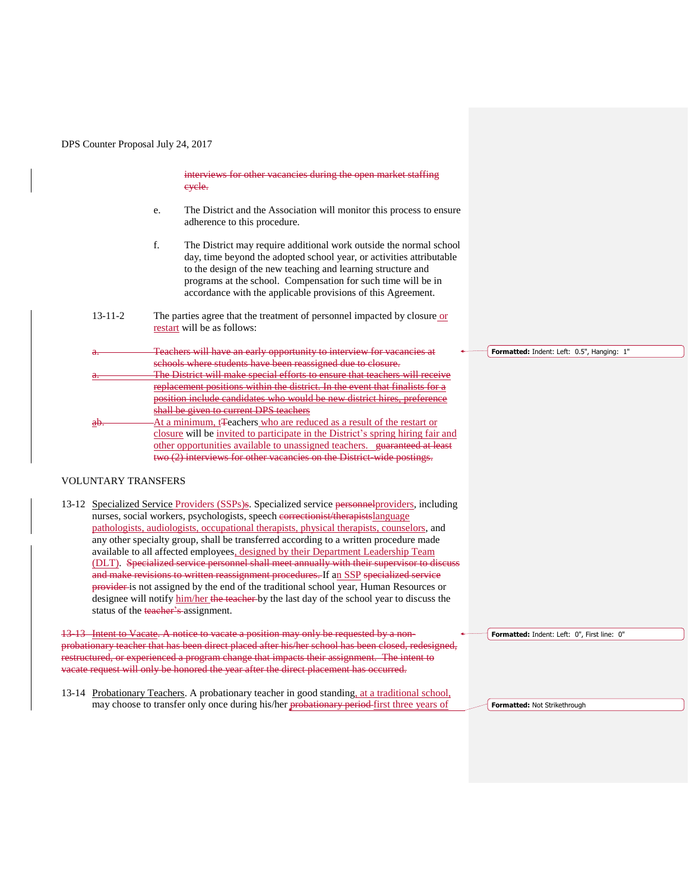interviews for other vacancies during the open market staffing cycle.

e. The District and the Association will monitor this process to ensure adherence to this procedure.

f. The District may require additional work outside the normal school day, time beyond the adopted school year, or activities attributable to the design of the new teaching and learning structure and programs at the school. Compensation for such time will be in accordance with the applicable provisions of this Agreement.

13-11-2 The parties agree that the treatment of personnel impacted by closure or restart will be as follows:

a. Teachers will have an early opportunity to interview for vacancies at schools where students have been reassigned due to closure.

a. The District will make special efforts to ensure that teachers will receive replacement positions within the district. In the event that finalists for a position include candidates who would be new district hires, preference shall be given to current DPS teachers

ab. At a minimum, tTeachers who are reduced as a result of the restart or closure will be invited to participate in the District's spring hiring fair and other opportunities available to unassigned teachers. guaranteed at least two (2) interviews for other vacancies on the District-wide postings.

VOLUNTARY TRANSFERS

13-12 Specialized Service Providers (SSPs)s. Specialized service personnelproviders, including nurses, social workers, psychologists, speech correctionist/therapistslanguage pathologists, audiologists, occupational therapists, physical therapists, counselors, and any other specialty group, shall be transferred according to a written procedure made available to all affected employees, designed by their Department Leadership Team (DLT). Specialized service personnel shall meet annually with their supervisor to discuss and make revisions to written reassignment procedures. If an SSP specialized service provider is not assigned by the end of the traditional school year, Human Resources or designee will notify him/her the teacher by the last day of the school year to discuss the status of the teacher's assignment.

13-13 Intent to Vacate. A notice to vacate a position may only be requested by a non-probationary teacher that has been direct placed after his/her school has been closed, redesigned, restructured, or experienced a program change that impacts their assignment. The intent to vacate request will only be honored the year after the direct placement has occurred.

13-14 Probationary Teachers. A probationary teacher in good standing, at a traditional school, may choose to transfer only once during his/her probationary period first three years of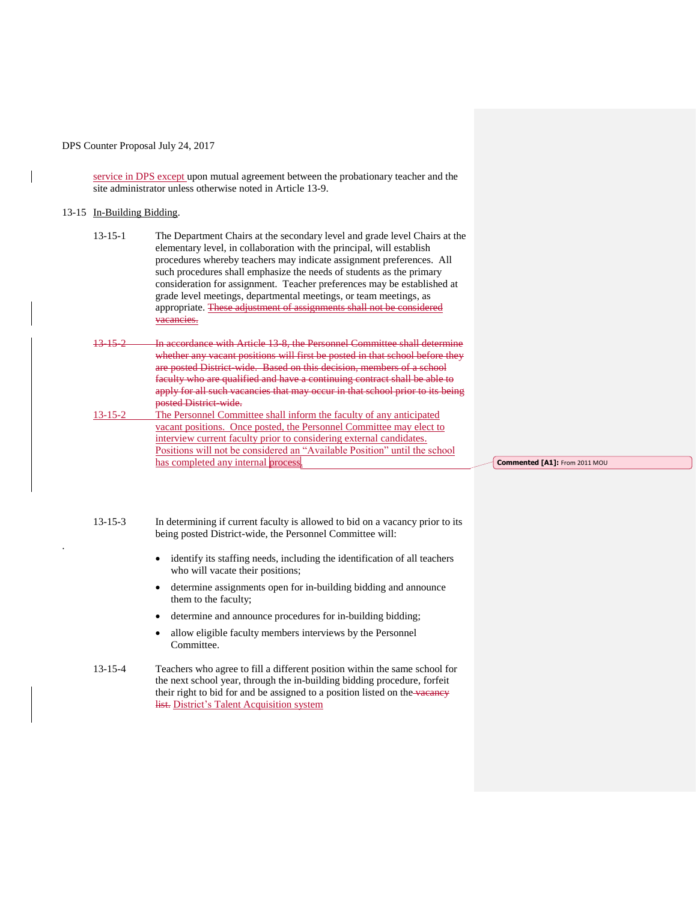service in DPS except upon mutual agreement between the probationary teacher and the site administrator unless otherwise noted in Article 13-9.

13-15 In-Building Bidding.

13-15-1 The Department Chairs at the secondary level and grade level Chairs at the elementary level, in collaboration with the principal, will establish procedures whereby teachers may indicate assignment preferences. All such procedures shall emphasize the needs of students as the primary consideration for assignment. Teacher preferences may be established at grade level meetings, departmental meetings, or team meetings, as appropriate. ~~These adjustment of assignments shall not be considered vacancies.~~

~~13-15-2 In accordance with Article 13-8, the Personnel Committee shall determine whether any vacant positions will first be posted in that school before they are posted District-wide. Based on this decision, members of a school faculty who are qualified and have a continuing contract shall be able to apply for all such vacancies that may occur in that school prior to its being posted District-wide.~~

13-15-2 The Personnel Committee shall inform the faculty of any anticipated vacant positions. Once posted, the Personnel Committee may elect to interview current faculty prior to considering external candidates. Positions will not be considered an "Available Position" until the school has completed any internal process.

Commented [A1]: From 2011 MOU

13-15-3 In determining if current faculty is allowed to bid on a vacancy prior to its being posted District-wide, the Personnel Committee will:

- identify its staffing needs, including the identification of all teachers who will vacate their positions;
- determine assignments open for in-building bidding and announce them to the faculty;
- determine and announce procedures for in-building bidding;
- allow eligible faculty members interviews by the Personnel Committee.

13-15-4 Teachers who agree to fill a different position within the same school for the next school year, through the in-building bidding procedure, forfeit their right to bid for and be assigned to a position listed on the ~~vacancy list.~~ District's Talent Acquisition system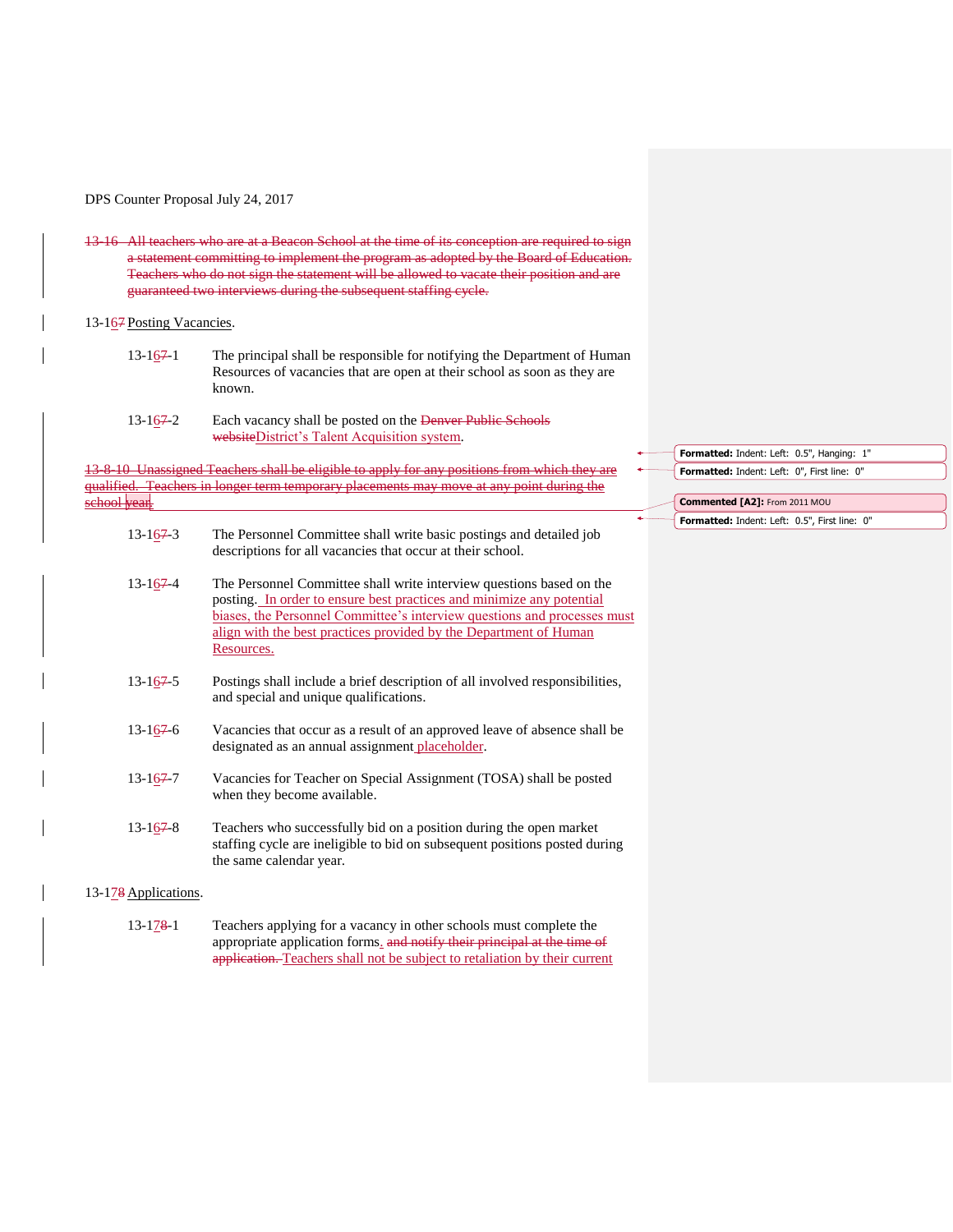DPS Counter Proposal July 24, 2017

~~13-16 All teachers who are at a Beacon School at the time of its conception are required to sign a statement committing to implement the program as adopted by the Board of Education. Teachers who do not sign the statement will be allowed to vacate their position and are guaranteed two interviews during the subsequent staffing cycle.~~

13-16~~7~~ Posting Vacancies.

13-16~~7~~-1 The principal shall be responsible for notifying the Department of Human Resources of vacancies that are open at their school as soon as they are known.

13-16~~7~~-2 Each vacancy shall be posted on the ~~Denver Public Schools website~~District's Talent Acquisition system.

~~13-8-10 Unassigned Teachers shall be eligible to apply for any positions from which they are qualified. Teachers in longer term temporary placements may move at any point during the school year.~~

13-16~~7~~-3 The Personnel Committee shall write basic postings and detailed job descriptions for all vacancies that occur at their school.

13-16~~7~~-4 The Personnel Committee shall write interview questions based on the posting. In order to ensure best practices and minimize any potential biases, the Personnel Committee's interview questions and processes must align with the best practices provided by the Department of Human Resources.

13-16~~7~~-5 Postings shall include a brief description of all involved responsibilities, and special and unique qualifications.

13-16~~7~~-6 Vacancies that occur as a result of an approved leave of absence shall be designated as an annual assignment placeholder.

13-16~~7~~-7 Vacancies for Teacher on Special Assignment (TOSA) shall be posted when they become available.

13-16~~7~~-8 Teachers who successfully bid on a position during the open market staffing cycle are ineligible to bid on subsequent positions posted during the same calendar year.

13-17~~8~~ Applications.

13-17~~8~~-1 Teachers applying for a vacancy in other schools must complete the appropriate application forms. ~~and notify their principal at the time of application.~~ Teachers shall not be subject to retaliation by their current

Formatted: Indent: Left: 0.5", Hanging: 1"

Formatted: Indent: Left: 0", First line: 0"

Commented [A2]: From 2011 MOU

Formatted: Indent: Left: 0.5", First line: 0"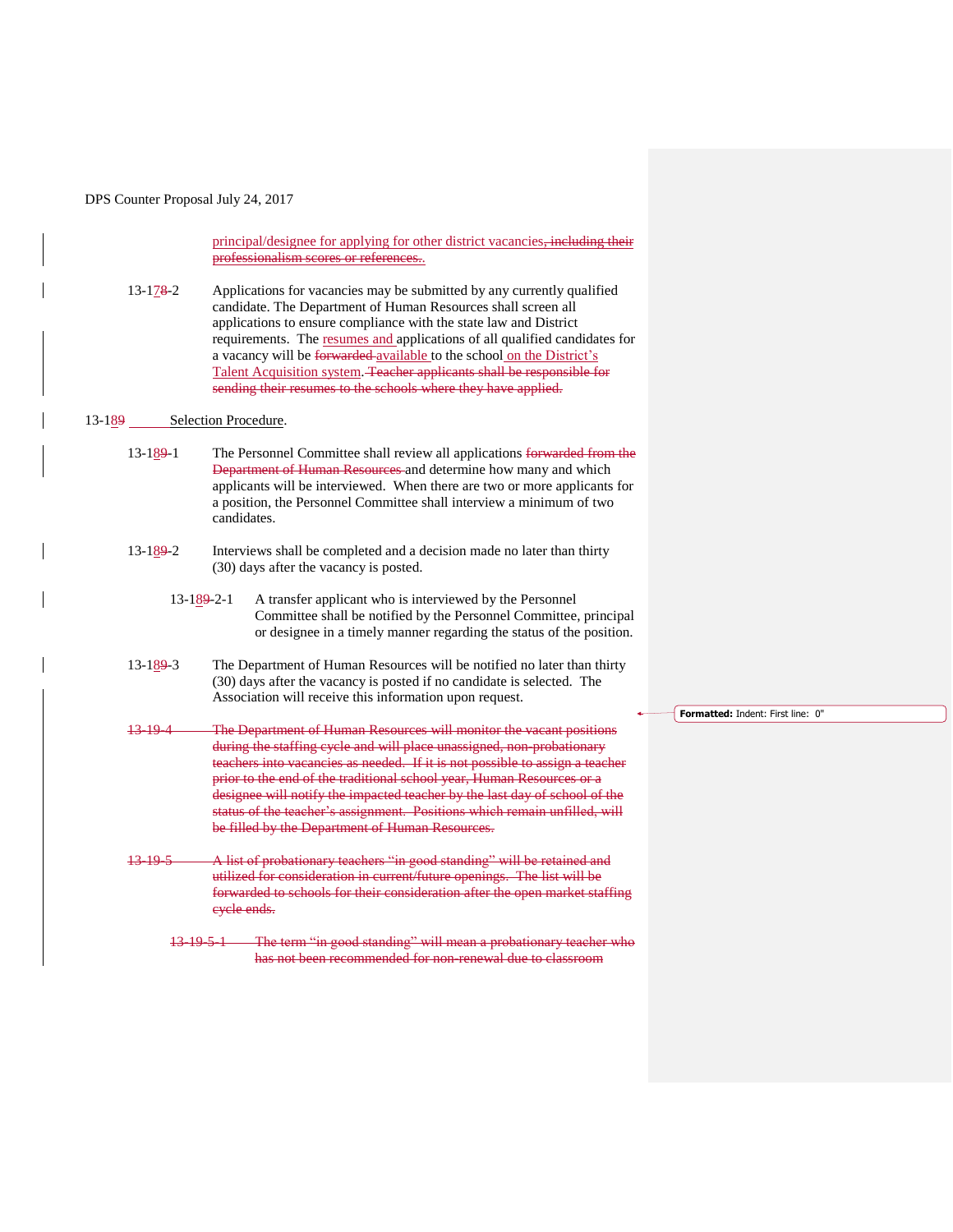principal/designee for applying for other district vacancies~~, including their professionalism scores or references.~~.

13-1~~7~~8-2 Applications for vacancies may be submitted by any currently qualified candidate. The Department of Human Resources shall screen all applications to ensure compliance with the state law and District requirements. The resumes and applications of all qualified candidates for a vacancy will be ~~forwarded~~ available to the school on the District's Talent Acquisition system. ~~Teacher applicants shall be responsible for sending their resumes to the schools where they have applied.~~

13-1~~8~~9 Selection Procedure.

13-1~~8~~9-1 The Personnel Committee shall review all applications ~~forwarded from the Department of Human Resources~~ and determine how many and which applicants will be interviewed. When there are two or more applicants for a position, the Personnel Committee shall interview a minimum of two candidates.

13-1~~8~~9-2 Interviews shall be completed and a decision made no later than thirty (30) days after the vacancy is posted.

13-1~~8~~9-2-1 A transfer applicant who is interviewed by the Personnel Committee shall be notified by the Personnel Committee, principal or designee in a timely manner regarding the status of the position.

13-1~~8~~9-3 The Department of Human Resources will be notified no later than thirty (30) days after the vacancy is posted if no candidate is selected. The Association will receive this information upon request.

~~13-19-4 The Department of Human Resources will monitor the vacant positions during the staffing cycle and will place unassigned, non-probationary teachers into vacancies as needed. If it is not possible to assign a teacher prior to the end of the traditional school year, Human Resources or a designee will notify the impacted teacher by the last day of school of the status of the teacher's assignment. Positions which remain unfilled, will be filled by the Department of Human Resources.~~

~~13-19-5 A list of probationary teachers "in good standing" will be retained and utilized for consideration in current/future openings. The list will be forwarded to schools for their consideration after the open market staffing cycle ends.~~

~~13-19-5-1 The term "in good standing" will mean a probationary teacher who has not been recommended for non-renewal due to classroom~~

**Formatted:** Indent: First line: 0"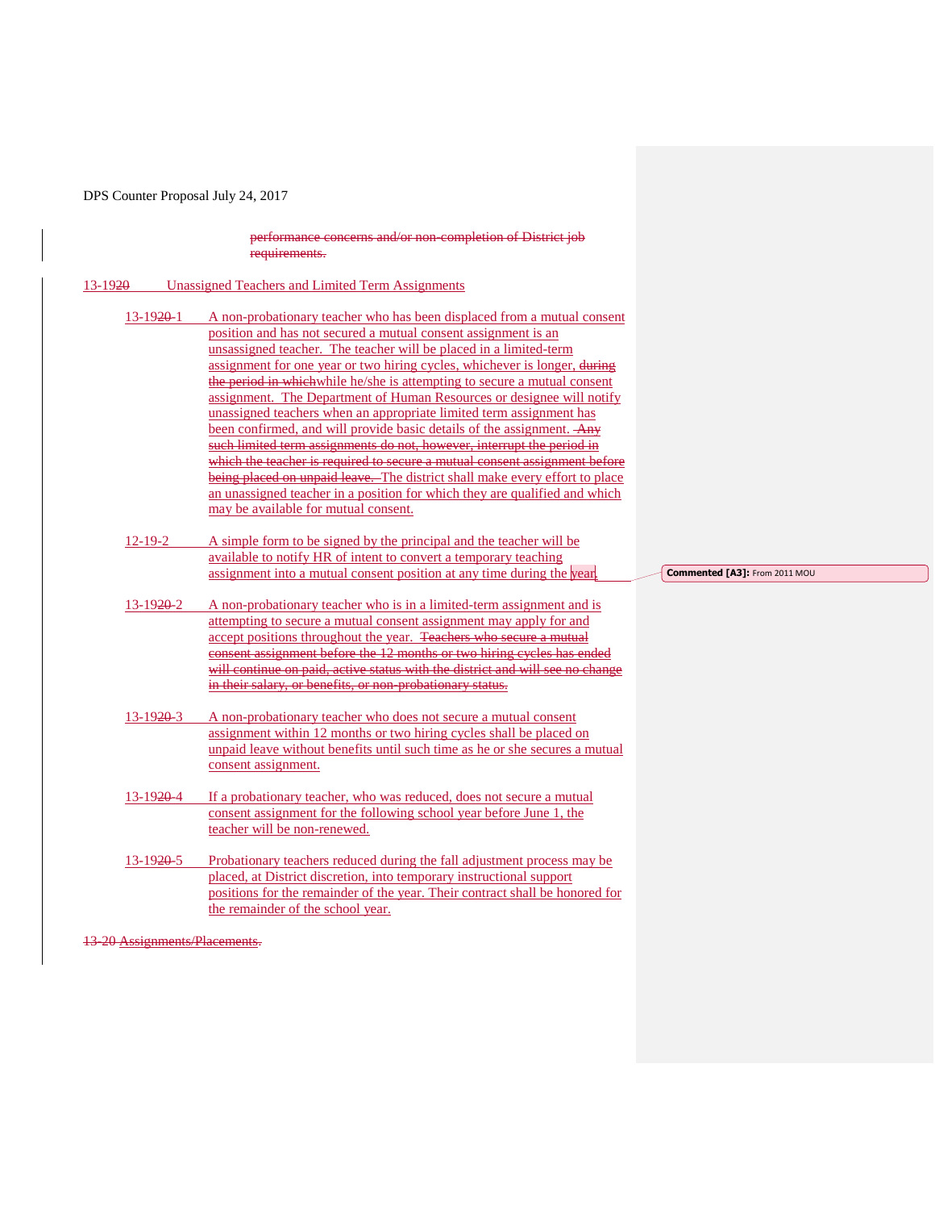DPS Counter Proposal July 24, 2017

~~performance concerns and/or non-completion of District job requirements.~~

13-19~~20~~ Unassigned Teachers and Limited Term Assignments

13-19~~20~~-1 A non-probationary teacher who has been displaced from a mutual consent position and has not secured a mutual consent assignment is an unsassigned teacher. The teacher will be placed in a limited-term assignment for one year or two hiring cycles, whichever is longer, ~~during the period in which~~while he/she is attempting to secure a mutual consent assignment. The Department of Human Resources or designee will notify unassigned teachers when an appropriate limited term assignment has been confirmed, and will provide basic details of the assignment. ~~Any such limited term assignments do not, however, interrupt the period in which the teacher is required to secure a mutual consent assignment before being placed on unpaid leave.~~ The district shall make every effort to place an unassigned teacher in a position for which they are qualified and which may be available for mutual consent.

12-19-2 A simple form to be signed by the principal and the teacher will be available to notify HR of intent to convert a temporary teaching assignment into a mutual consent position at any time during the year.

Commented [A3]: From 2011 MOU

13-19~~20~~-2 A non-probationary teacher who is in a limited-term assignment and is attempting to secure a mutual consent assignment may apply for and accept positions throughout the year. ~~Teachers who secure a mutual consent assignment before the 12 months or two hiring cycles has ended will continue on paid, active status with the district and will see no change in their salary, or benefits, or non-probationary status.~~

13-19~~20~~-3 A non-probationary teacher who does not secure a mutual consent assignment within 12 months or two hiring cycles shall be placed on unpaid leave without benefits until such time as he or she secures a mutual consent assignment.

13-19~~20~~-4 If a probationary teacher, who was reduced, does not secure a mutual consent assignment for the following school year before June 1, the teacher will be non-renewed.

13-19~~20~~-5 Probationary teachers reduced during the fall adjustment process may be placed, at District discretion, into temporary instructional support positions for the remainder of the year. Their contract shall be honored for the remainder of the school year.

~~13-20 Assignments/Placements.~~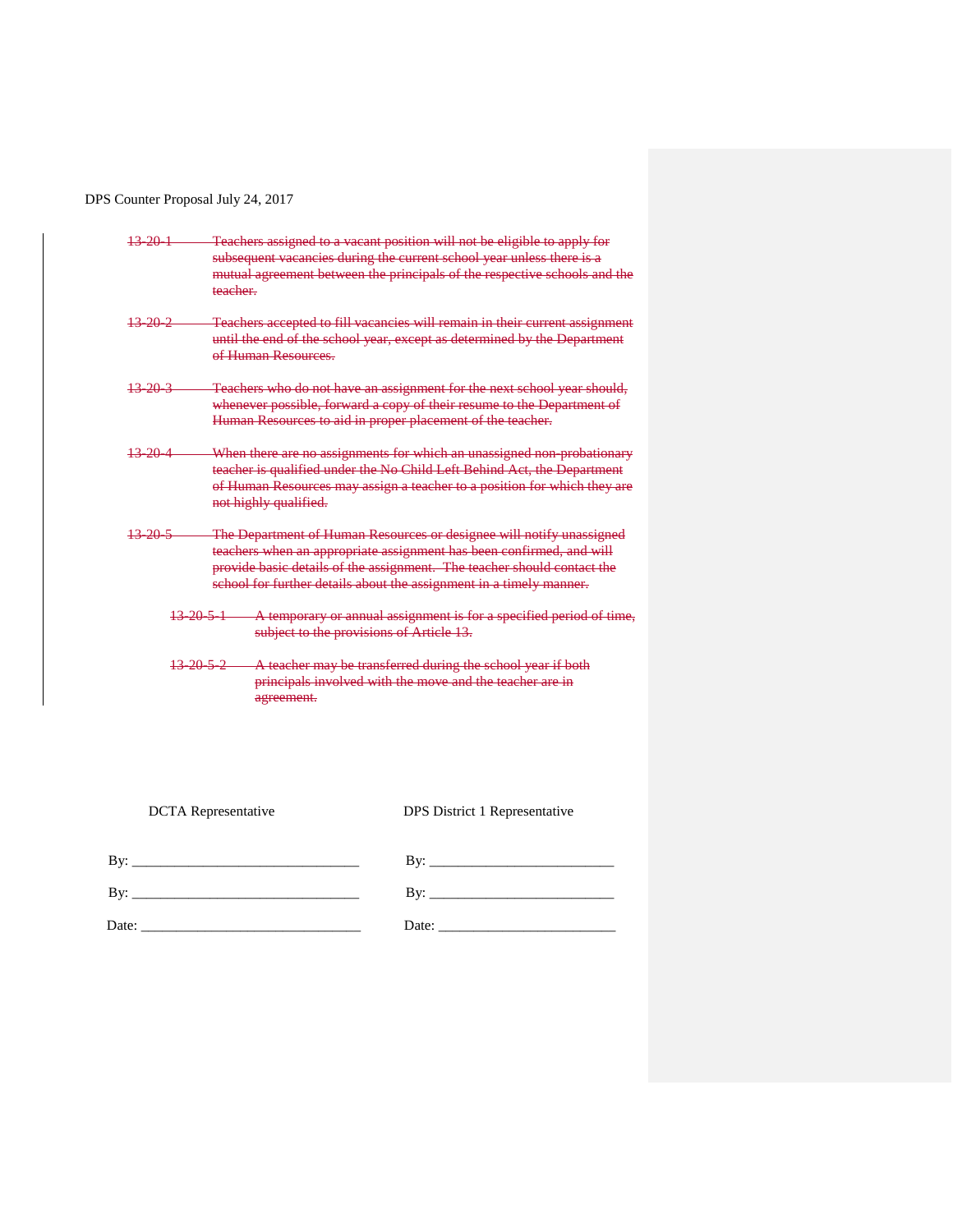DPS Counter Proposal July 24, 2017

~~13-20-1~~ ~~Teachers assigned to a vacant position will not be eligible to apply for subsequent vacancies during the current school year unless there is a mutual agreement between the principals of the respective schools and the teacher.~~

~~13-20-2~~ ~~Teachers accepted to fill vacancies will remain in their current assignment until the end of the school year, except as determined by the Department of Human Resources.~~

~~13-20-3~~ ~~Teachers who do not have an assignment for the next school year should, whenever possible, forward a copy of their resume to the Department of Human Resources to aid in proper placement of the teacher.~~

~~13-20-4~~ ~~When there are no assignments for which an unassigned non-probationary teacher is qualified under the No Child Left Behind Act, the Department of Human Resources may assign a teacher to a position for which they are not highly qualified.~~

~~13-20-5~~ ~~The Department of Human Resources or designee will notify unassigned teachers when an appropriate assignment has been confirmed, and will provide basic details of the assignment. The teacher should contact the school for further details about the assignment in a timely manner.~~

~~13-20-5-1~~ ~~A temporary or annual assignment is for a specified period of time, subject to the provisions of Article 13.~~

~~13-20-5-2~~ ~~A teacher may be transferred during the school year if both principals involved with the move and the teacher are in agreement.~~

| DCTA Representative | DPS District 1 Representative |
| --- | --- |
| By: ______________________________ | By: ________________________ |
| By: ______________________________ | By: ________________________ |
| Date: _____________________________ | Date: _______________________ |